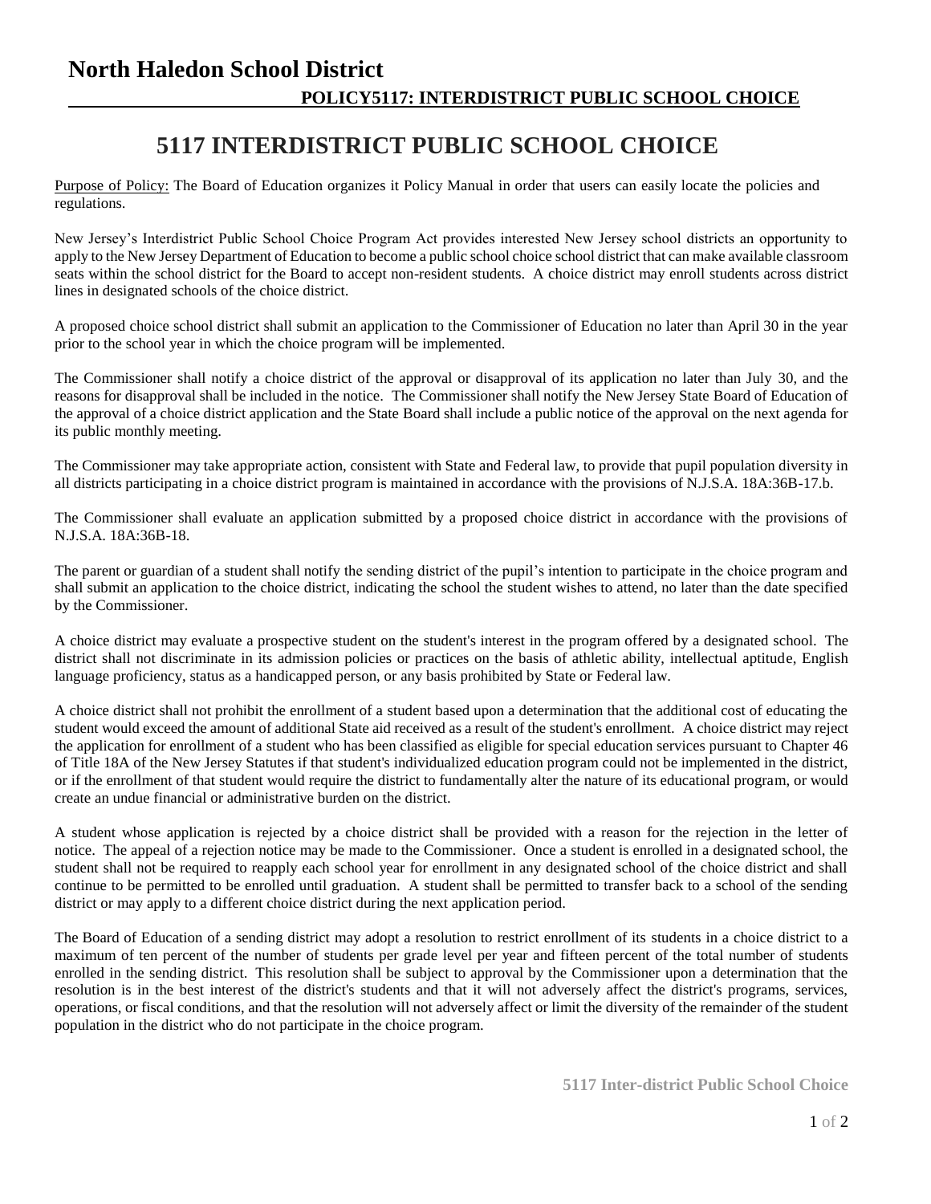# North Haledon School District

## POLICY5117: INTERDISTRICT PUBLIC SCHOOL CHOICE

# 5117 INTERDISTRICT PUBLIC SCHOOL CHOICE

Purpose of Policy: The Board of Education organizes it Policy Manual in order that users can easily locate the policies and regulations.

New Jersey's Interdistrict Public School Choice Program Act provides interested New Jersey school districts an opportunity to apply to the New Jersey Department of Education to become a public school choice school district that can make available classroom seats within the school district for the Board to accept non-resident students. A choice district may enroll students across district lines in designated schools of the choice district.

A proposed choice school district shall submit an application to the Commissioner of Education no later than April 30 in the year prior to the school year in which the choice program will be implemented.

The Commissioner shall notify a choice district of the approval or disapproval of its application no later than July 30, and the reasons for disapproval shall be included in the notice. The Commissioner shall notify the New Jersey State Board of Education of the approval of a choice district application and the State Board shall include a public notice of the approval on the next agenda for its public monthly meeting.

The Commissioner may take appropriate action, consistent with State and Federal law, to provide that pupil population diversity in all districts participating in a choice district program is maintained in accordance with the provisions of N.J.S.A. 18A:36B-17.b.

The Commissioner shall evaluate an application submitted by a proposed choice district in accordance with the provisions of N.J.S.A. 18A:36B-18.

The parent or guardian of a student shall notify the sending district of the pupil's intention to participate in the choice program and shall submit an application to the choice district, indicating the school the student wishes to attend, no later than the date specified by the Commissioner.

A choice district may evaluate a prospective student on the student's interest in the program offered by a designated school. The district shall not discriminate in its admission policies or practices on the basis of athletic ability, intellectual aptitude, English language proficiency, status as a handicapped person, or any basis prohibited by State or Federal law.

A choice district shall not prohibit the enrollment of a student based upon a determination that the additional cost of educating the student would exceed the amount of additional State aid received as a result of the student's enrollment. A choice district may reject the application for enrollment of a student who has been classified as eligible for special education services pursuant to Chapter 46 of Title 18A of the New Jersey Statutes if that student's individualized education program could not be implemented in the district, or if the enrollment of that student would require the district to fundamentally alter the nature of its educational program, or would create an undue financial or administrative burden on the district.

A student whose application is rejected by a choice district shall be provided with a reason for the rejection in the letter of notice. The appeal of a rejection notice may be made to the Commissioner. Once a student is enrolled in a designated school, the student shall not be required to reapply each school year for enrollment in any designated school of the choice district and shall continue to be permitted to be enrolled until graduation. A student shall be permitted to transfer back to a school of the sending district or may apply to a different choice district during the next application period.

The Board of Education of a sending district may adopt a resolution to restrict enrollment of its students in a choice district to a maximum of ten percent of the number of students per grade level per year and fifteen percent of the total number of students enrolled in the sending district. This resolution shall be subject to approval by the Commissioner upon a determination that the resolution is in the best interest of the district's students and that it will not adversely affect the district's programs, services, operations, or fiscal conditions, and that the resolution will not adversely affect or limit the diversity of the remainder of the student population in the district who do not participate in the choice program.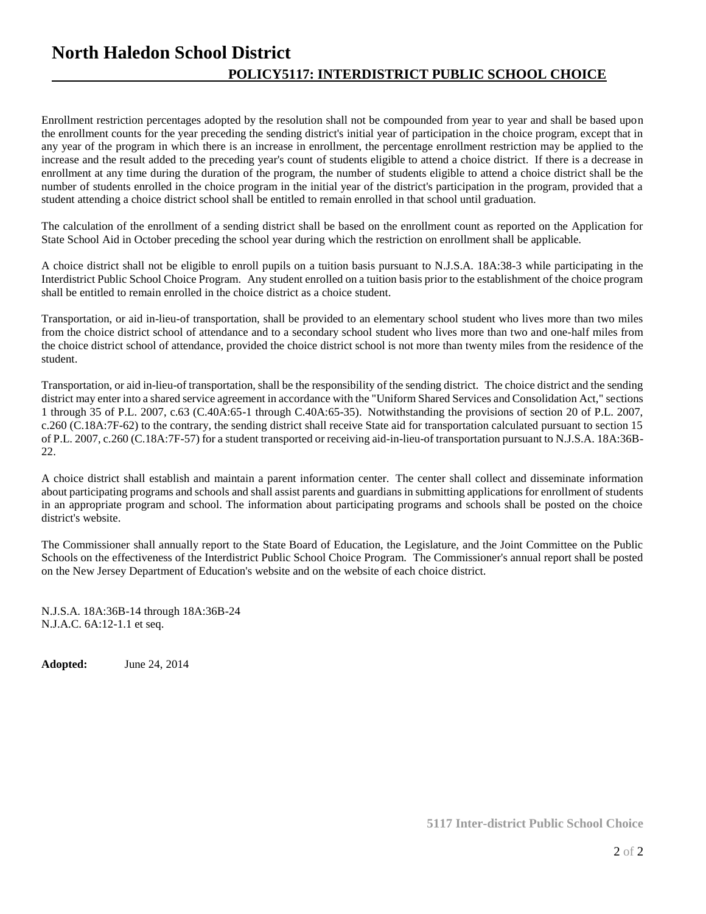Enrollment restriction percentages adopted by the resolution shall not be compounded from year to year and shall be based upon the enrollment counts for the year preceding the sending district's initial year of participation in the choice program, except that in any year of the program in which there is an increase in enrollment, the percentage enrollment restriction may be applied to the increase and the result added to the preceding year's count of students eligible to attend a choice district. If there is a decrease in enrollment at any time during the duration of the program, the number of students eligible to attend a choice district shall be the number of students enrolled in the choice program in the initial year of the district's participation in the program, provided that a student attending a choice district school shall be entitled to remain enrolled in that school until graduation.

The calculation of the enrollment of a sending district shall be based on the enrollment count as reported on the Application for State School Aid in October preceding the school year during which the restriction on enrollment shall be applicable.

A choice district shall not be eligible to enroll pupils on a tuition basis pursuant to N.J.S.A. 18A:38-3 while participating in the Interdistrict Public School Choice Program. Any student enrolled on a tuition basis prior to the establishment of the choice program shall be entitled to remain enrolled in the choice district as a choice student.

Transportation, or aid in-lieu-of transportation, shall be provided to an elementary school student who lives more than two miles from the choice district school of attendance and to a secondary school student who lives more than two and one-half miles from the choice district school of attendance, provided the choice district school is not more than twenty miles from the residence of the student.

Transportation, or aid in-lieu-of transportation, shall be the responsibility of the sending district. The choice district and the sending district may enter into a shared service agreement in accordance with the "Uniform Shared Services and Consolidation Act," sections 1 through 35 of P.L. 2007, c.63 (C.40A:65-1 through C.40A:65-35). Notwithstanding the provisions of section 20 of P.L. 2007, c.260 (C.18A:7F-62) to the contrary, the sending district shall receive State aid for transportation calculated pursuant to section 15 of P.L. 2007, c.260 (C.18A:7F-57) for a student transported or receiving aid-in-lieu-of transportation pursuant to N.J.S.A. 18A:36B-22.

A choice district shall establish and maintain a parent information center. The center shall collect and disseminate information about participating programs and schools and shall assist parents and guardians in submitting applications for enrollment of students in an appropriate program and school. The information about participating programs and schools shall be posted on the choice district's website.

The Commissioner shall annually report to the State Board of Education, the Legislature, and the Joint Committee on the Public Schools on the effectiveness of the Interdistrict Public School Choice Program. The Commissioner's annual report shall be posted on the New Jersey Department of Education's website and on the website of each choice district.

N.J.S.A. 18A:36B-14 through 18A:36B-24
N.J.A.C. 6A:12-1.1 et seq.

**Adopted:** June 24, 2014